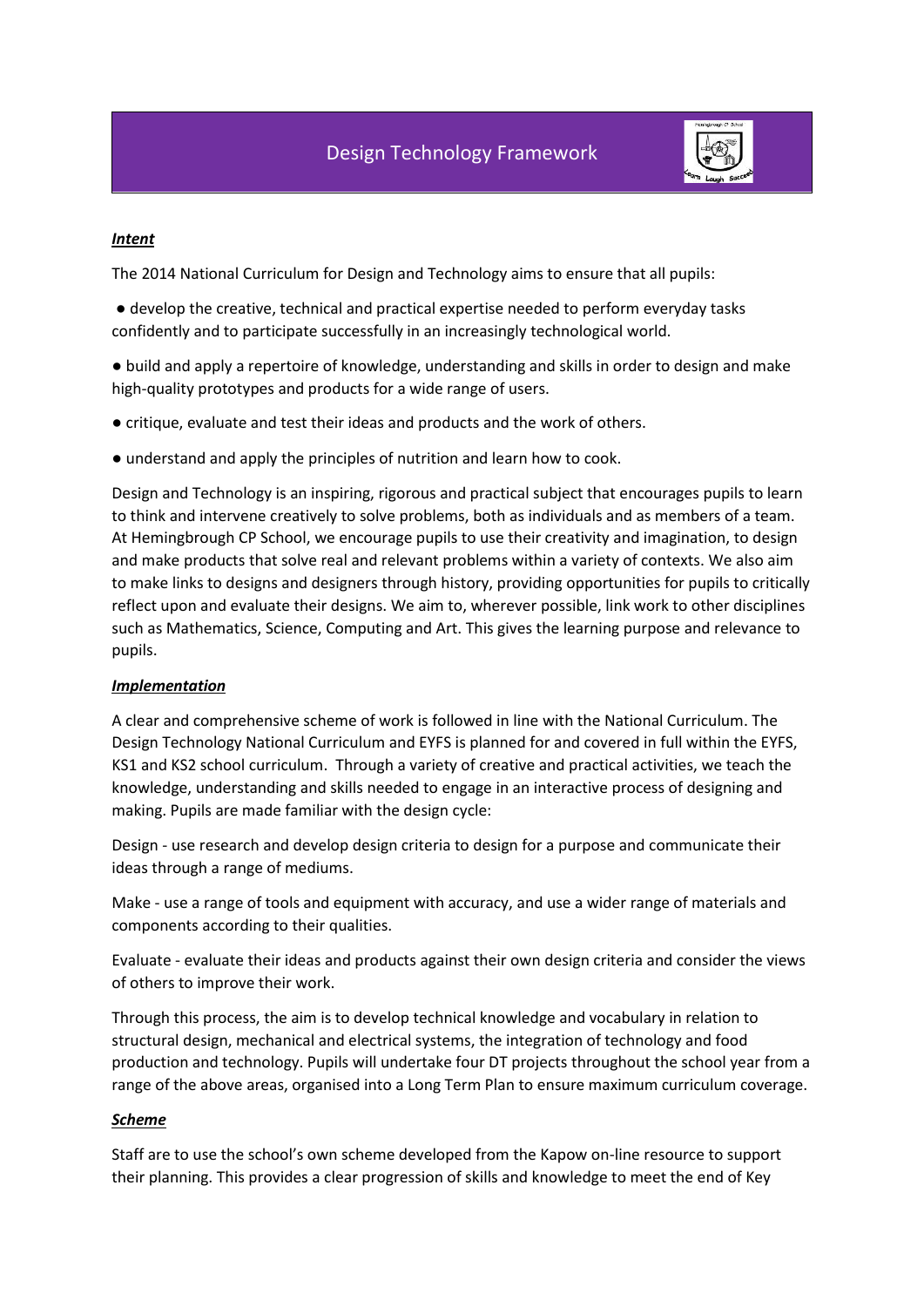# Design Technology Framework

***Intent***

The 2014 National Curriculum for Design and Technology aims to ensure that all pupils:

- develop the creative, technical and practical expertise needed to perform everyday tasks confidently and to participate successfully in an increasingly technological world.
- build and apply a repertoire of knowledge, understanding and skills in order to design and make high-quality prototypes and products for a wide range of users.
- critique, evaluate and test their ideas and products and the work of others.
- understand and apply the principles of nutrition and learn how to cook.

Design and Technology is an inspiring, rigorous and practical subject that encourages pupils to learn to think and intervene creatively to solve problems, both as individuals and as members of a team. At Hemingbrough CP School, we encourage pupils to use their creativity and imagination, to design and make products that solve real and relevant problems within a variety of contexts. We also aim to make links to designs and designers through history, providing opportunities for pupils to critically reflect upon and evaluate their designs. We aim to, wherever possible, link work to other disciplines such as Mathematics, Science, Computing and Art. This gives the learning purpose and relevance to pupils.

***Implementation***

A clear and comprehensive scheme of work is followed in line with the National Curriculum. The Design Technology National Curriculum and EYFS is planned for and covered in full within the EYFS, KS1 and KS2 school curriculum. Through a variety of creative and practical activities, we teach the knowledge, understanding and skills needed to engage in an interactive process of designing and making. Pupils are made familiar with the design cycle:

Design - use research and develop design criteria to design for a purpose and communicate their ideas through a range of mediums.

Make - use a range of tools and equipment with accuracy, and use a wider range of materials and components according to their qualities.

Evaluate - evaluate their ideas and products against their own design criteria and consider the views of others to improve their work.

Through this process, the aim is to develop technical knowledge and vocabulary in relation to structural design, mechanical and electrical systems, the integration of technology and food production and technology. Pupils will undertake four DT projects throughout the school year from a range of the above areas, organised into a Long Term Plan to ensure maximum curriculum coverage.

***Scheme***

Staff are to use the school's own scheme developed from the Kapow on-line resource to support their planning. This provides a clear progression of skills and knowledge to meet the end of Key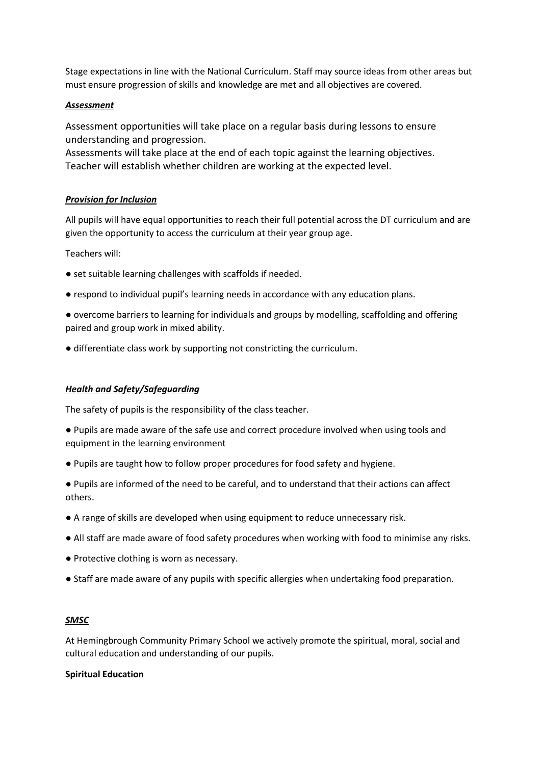Stage expectations in line with the National Curriculum. Staff may source ideas from other areas but must ensure progression of skills and knowledge are met and all objectives are covered.

***Assessment***

Assessment opportunities will take place on a regular basis during lessons to ensure understanding and progression.
Assessments will take place at the end of each topic against the learning objectives.
Teacher will establish whether children are working at the expected level.

***Provision for Inclusion***

All pupils will have equal opportunities to reach their full potential across the DT curriculum and are given the opportunity to access the curriculum at their year group age.

Teachers will:

- set suitable learning challenges with scaffolds if needed.
- respond to individual pupil's learning needs in accordance with any education plans.
- overcome barriers to learning for individuals and groups by modelling, scaffolding and offering paired and group work in mixed ability.
- differentiate class work by supporting not constricting the curriculum.

***Health and Safety/Safeguarding***

The safety of pupils is the responsibility of the class teacher.

- Pupils are made aware of the safe use and correct procedure involved when using tools and equipment in the learning environment
- Pupils are taught how to follow proper procedures for food safety and hygiene.
- Pupils are informed of the need to be careful, and to understand that their actions can affect others.
- A range of skills are developed when using equipment to reduce unnecessary risk.
- All staff are made aware of food safety procedures when working with food to minimise any risks.
- Protective clothing is worn as necessary.
- Staff are made aware of any pupils with specific allergies when undertaking food preparation.

***SMSC***

At Hemingbrough Community Primary School we actively promote the spiritual, moral, social and cultural education and understanding of our pupils.

**Spiritual Education**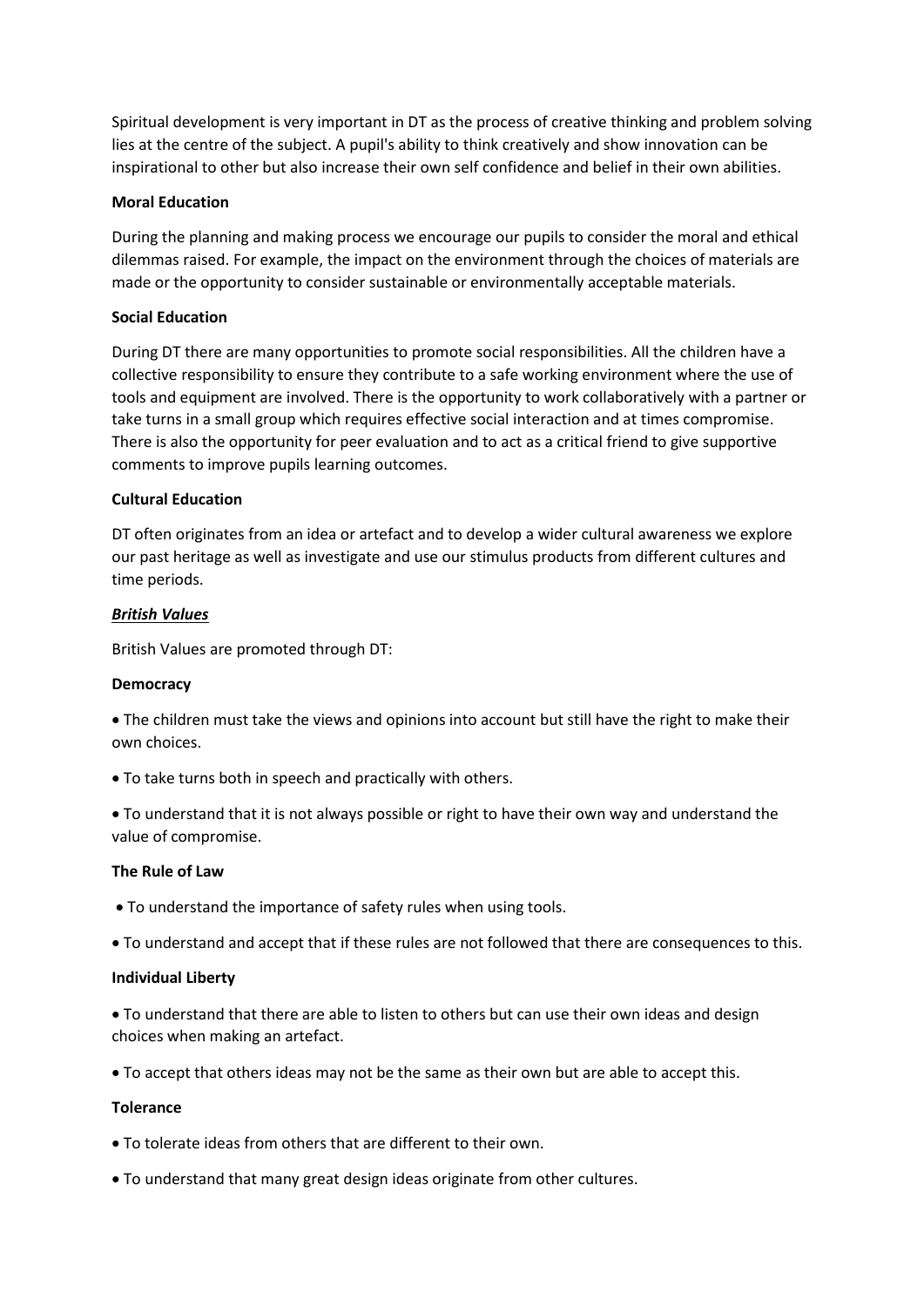Spiritual development is very important in DT as the process of creative thinking and problem solving lies at the centre of the subject. A pupil's ability to think creatively and show innovation can be inspirational to other but also increase their own self confidence and belief in their own abilities.

**Moral Education**

During the planning and making process we encourage our pupils to consider the moral and ethical dilemmas raised. For example, the impact on the environment through the choices of materials are made or the opportunity to consider sustainable or environmentally acceptable materials.

**Social Education**

During DT there are many opportunities to promote social responsibilities. All the children have a collective responsibility to ensure they contribute to a safe working environment where the use of tools and equipment are involved. There is the opportunity to work collaboratively with a partner or take turns in a small group which requires effective social interaction and at times compromise. There is also the opportunity for peer evaluation and to act as a critical friend to give supportive comments to improve pupils learning outcomes.

**Cultural Education**

DT often originates from an idea or artefact and to develop a wider cultural awareness we explore our past heritage as well as investigate and use our stimulus products from different cultures and time periods.

***British Values***

British Values are promoted through DT:

**Democracy**

- The children must take the views and opinions into account but still have the right to make their own choices.
- To take turns both in speech and practically with others.
- To understand that it is not always possible or right to have their own way and understand the value of compromise.

**The Rule of Law**

- To understand the importance of safety rules when using tools.
- To understand and accept that if these rules are not followed that there are consequences to this.

**Individual Liberty**

- To understand that there are able to listen to others but can use their own ideas and design choices when making an artefact.
- To accept that others ideas may not be the same as their own but are able to accept this.

**Tolerance**

- To tolerate ideas from others that are different to their own.
- To understand that many great design ideas originate from other cultures.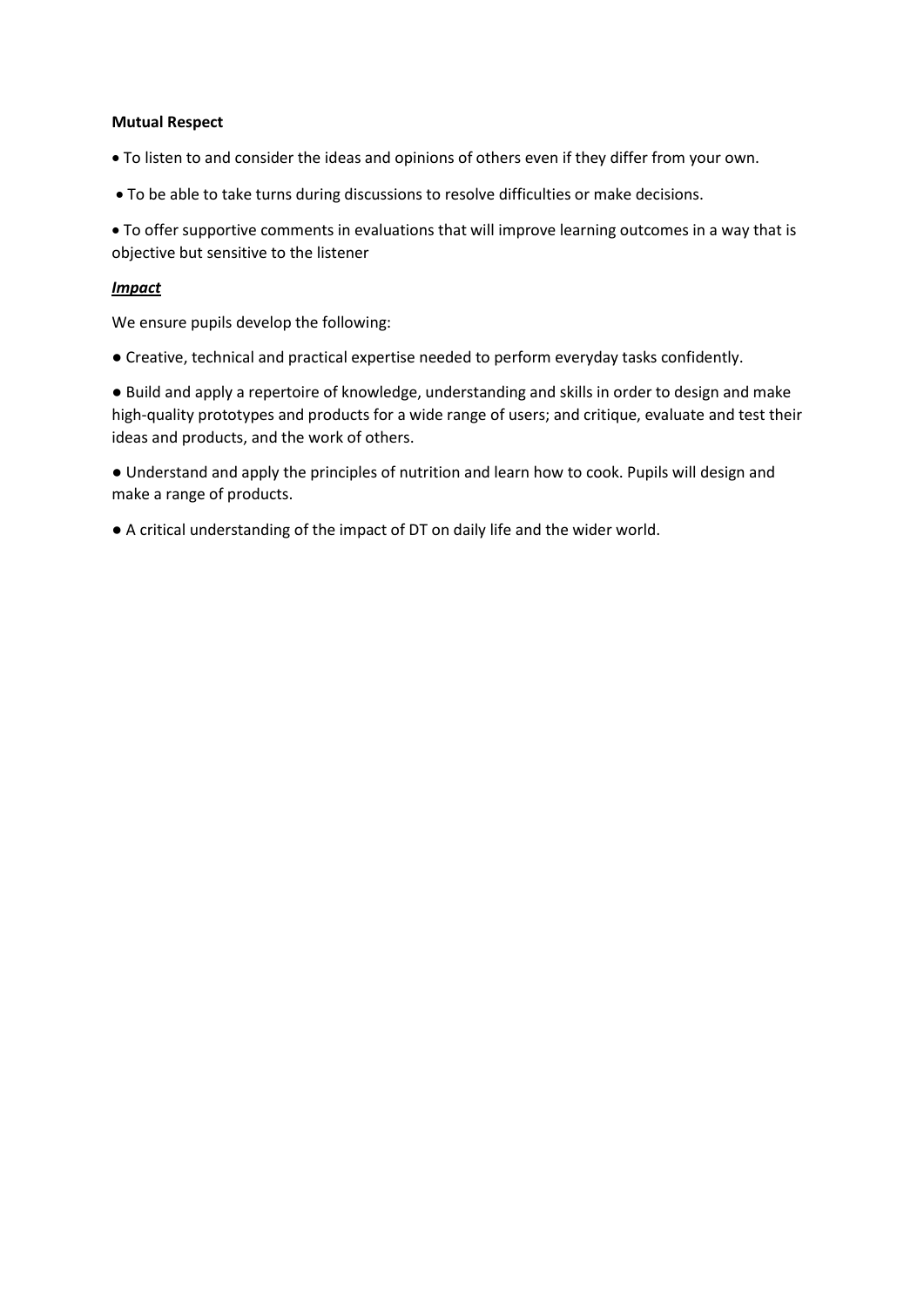**Mutual Respect**

- To listen to and consider the ideas and opinions of others even if they differ from your own.
- To be able to take turns during discussions to resolve difficulties or make decisions.
- To offer supportive comments in evaluations that will improve learning outcomes in a way that is objective but sensitive to the listener

***Impact***

We ensure pupils develop the following:

- Creative, technical and practical expertise needed to perform everyday tasks confidently.
- Build and apply a repertoire of knowledge, understanding and skills in order to design and make high-quality prototypes and products for a wide range of users; and critique, evaluate and test their ideas and products, and the work of others.
- Understand and apply the principles of nutrition and learn how to cook. Pupils will design and make a range of products.
- A critical understanding of the impact of DT on daily life and the wider world.